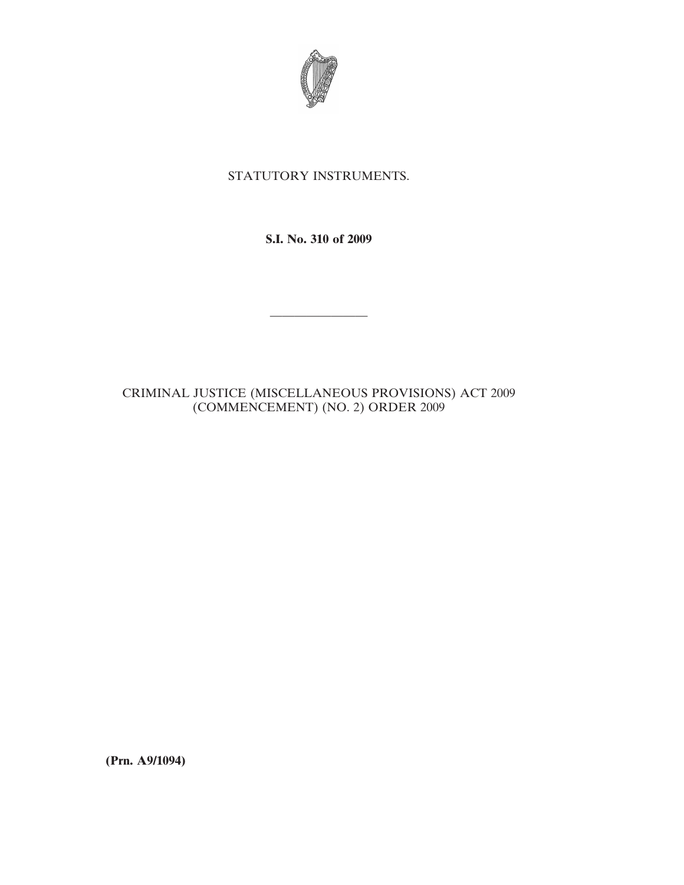STATUTORY INSTRUMENTS.

**S.I. No. 310 of 2009**

---

CRIMINAL JUSTICE (MISCELLANEOUS PROVISIONS) ACT 2009 (COMMENCEMENT) (NO. 2) ORDER 2009

**(Prn. A9/1094)**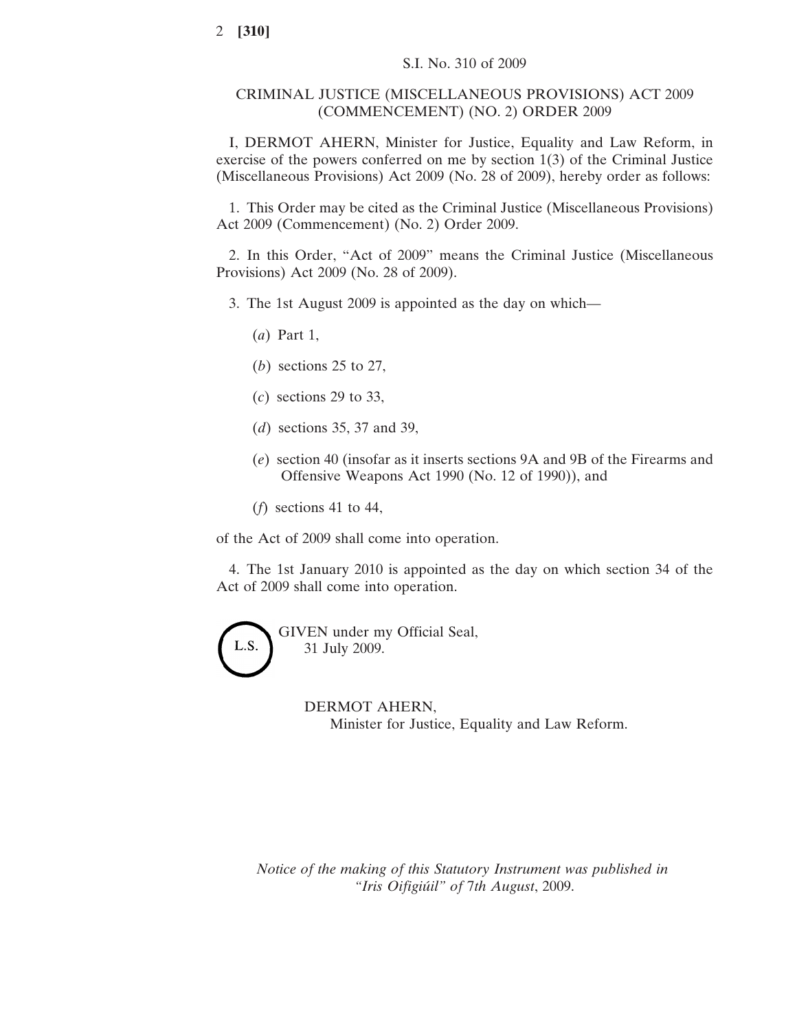S.I. No. 310 of 2009

CRIMINAL JUSTICE (MISCELLANEOUS PROVISIONS) ACT 2009 (COMMENCEMENT) (NO. 2) ORDER 2009

I, DERMOT AHERN, Minister for Justice, Equality and Law Reform, in exercise of the powers conferred on me by section 1(3) of the Criminal Justice (Miscellaneous Provisions) Act 2009 (No. 28 of 2009), hereby order as follows:

1. This Order may be cited as the Criminal Justice (Miscellaneous Provisions) Act 2009 (Commencement) (No. 2) Order 2009.

2. In this Order, “Act of 2009” means the Criminal Justice (Miscellaneous Provisions) Act 2009 (No. 28 of 2009).

3. The 1st August 2009 is appointed as the day on which—

(*a*) Part 1,

(*b*) sections 25 to 27,

(*c*) sections 29 to 33,

(*d*) sections 35, 37 and 39,

(*e*) section 40 (insofar as it inserts sections 9A and 9B of the Firearms and Offensive Weapons Act 1990 (No. 12 of 1990)), and

(*f*) sections 41 to 44,

of the Act of 2009 shall come into operation.

4. The 1st January 2010 is appointed as the day on which section 34 of the Act of 2009 shall come into operation.

L.S.

GIVEN under my Official Seal,
31 July 2009.

DERMOT AHERN,
Minister for Justice, Equality and Law Reform.

*Notice of the making of this Statutory Instrument was published in “Iris Oifigiúil” of 7th August*, 2009.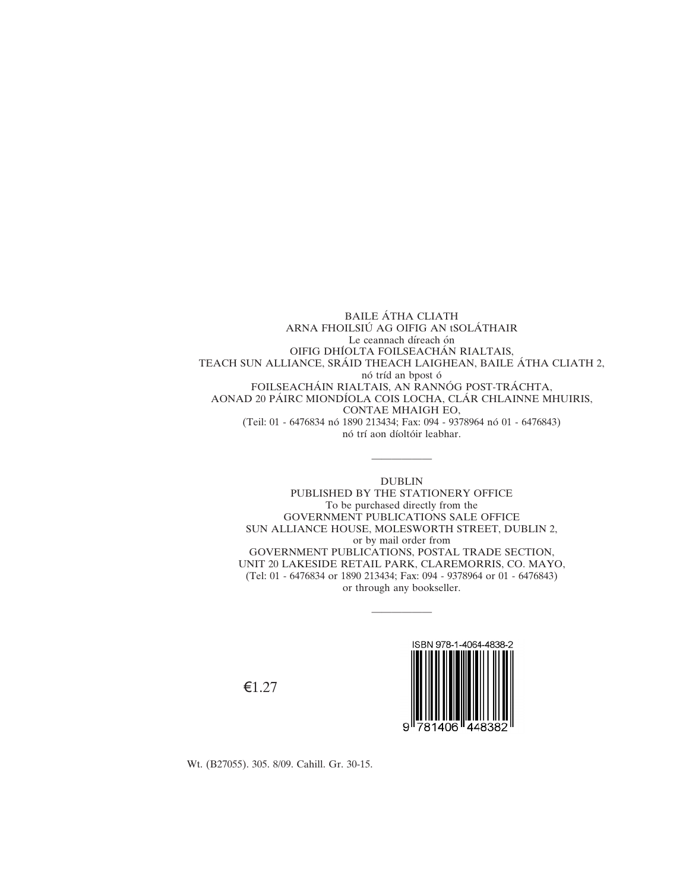BAILE ÁTHA CLIATH
ARNA FHOILSIÚ AG OIFIG AN tSOLÁTHAIR
Le ceannach díreach ón
OIFIG DHÍOLTA FOILSEACHÁN RIALTAIS,
TEACH SUN ALLIANCE, SRÁID THEACH LAIGHEAN, BAILE ÁTHA CLIATH 2,
nó tríd an bpost ó
FOILSEACHÁIN RIALTAIS, AN RANNÓG POST-TRÁCHTA,
AONAD 20 PÁIRC MIONDÍOLA COIS LOCHA, CLÁR CHLAINNE MHUIRIS,
CONTAE MHAIGH EO,
(Teil: 01 - 6476834 nó 1890 213434; Fax: 094 - 9378964 nó 01 - 6476843)
nó trí aon díoltóir leabhar.

---

DUBLIN
PUBLISHED BY THE STATIONERY OFFICE
To be purchased directly from the
GOVERNMENT PUBLICATIONS SALE OFFICE
SUN ALLIANCE HOUSE, MOLESWORTH STREET, DUBLIN 2,
or by mail order from
GOVERNMENT PUBLICATIONS, POSTAL TRADE SECTION,
UNIT 20 LAKESIDE RETAIL PARK, CLAREMORRIS, CO. MAYO,
(Tel: 01 - 6476834 or 1890 213434; Fax: 094 - 9378964 or 01 - 6476843)
or through any bookseller.

---

€1.27

ISBN 978-1-4064-4838-2

9 781406 448382

Wt. (B27055). 305. 8/09. Cahill. Gr. 30-15.